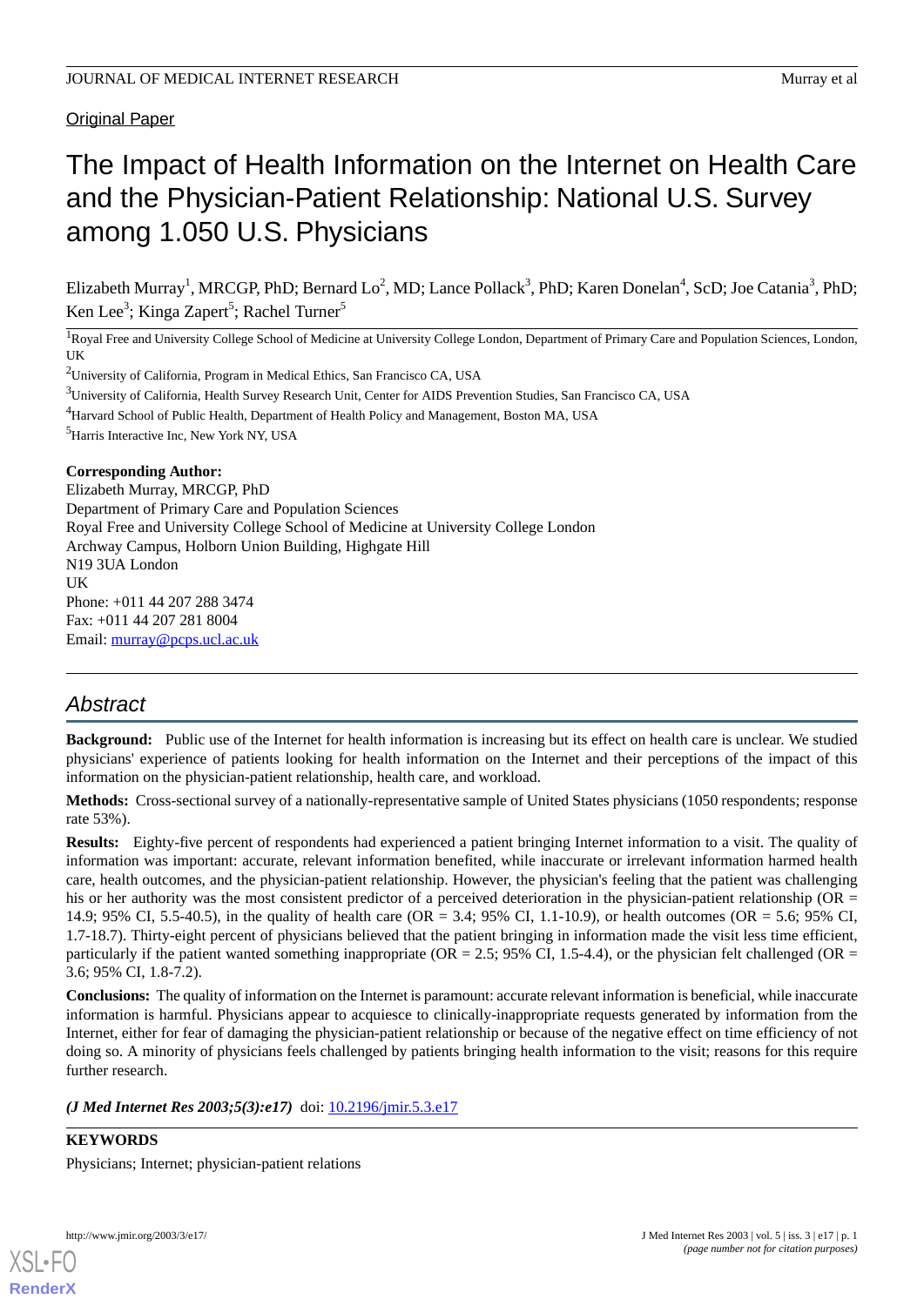Original Paper

# The Impact of Health Information on the Internet on Health Care and the Physician-Patient Relationship: National U.S. Survey among 1.050 U.S. Physicians

Elizabeth Murray[1], MRCGP, PhD; Bernard Lo[2], MD; Lance Pollack[3], PhD; Karen Donelan[4], ScD; Joe Catania[3], PhD; Ken Lee[3]; Kinga Zapert[5]; Rachel Turner[5]

[1]Royal Free and University College School of Medicine at University College London, Department of Primary Care and Population Sciences, London, UK

[2]University of California, Program in Medical Ethics, San Francisco CA, USA

[3]University of California, Health Survey Research Unit, Center for AIDS Prevention Studies, San Francisco CA, USA

[4]Harvard School of Public Health, Department of Health Policy and Management, Boston MA, USA

[5]Harris Interactive Inc, New York NY, USA

**Corresponding Author:**
Elizabeth Murray, MRCGP, PhD
Department of Primary Care and Population Sciences
Royal Free and University College School of Medicine at University College London
Archway Campus, Holborn Union Building, Highgate Hill
N19 3UA London
UK
Phone: +011 44 207 288 3474
Fax: +011 44 207 281 8004
Email: murray@pcps.ucl.ac.uk

## Abstract

**Background:** Public use of the Internet for health information is increasing but its effect on health care is unclear. We studied physicians' experience of patients looking for health information on the Internet and their perceptions of the impact of this information on the physician-patient relationship, health care, and workload.

**Methods:** Cross-sectional survey of a nationally-representative sample of United States physicians (1050 respondents; response rate 53%).

**Results:** Eighty-five percent of respondents had experienced a patient bringing Internet information to a visit. The quality of information was important: accurate, relevant information benefited, while inaccurate or irrelevant information harmed health care, health outcomes, and the physician-patient relationship. However, the physician's feeling that the patient was challenging his or her authority was the most consistent predictor of a perceived deterioration in the physician-patient relationship (OR = 14.9; 95% CI, 5.5-40.5), in the quality of health care (OR = 3.4; 95% CI, 1.1-10.9), or health outcomes (OR = 5.6; 95% CI, 1.7-18.7). Thirty-eight percent of physicians believed that the patient bringing in information made the visit less time efficient, particularly if the patient wanted something inappropriate (OR = 2.5; 95% CI, 1.5-4.4), or the physician felt challenged (OR = 3.6; 95% CI, 1.8-7.2).

**Conclusions:** The quality of information on the Internet is paramount: accurate relevant information is beneficial, while inaccurate information is harmful. Physicians appear to acquiesce to clinically-inappropriate requests generated by information from the Internet, either for fear of damaging the physician-patient relationship or because of the negative effect on time efficiency of not doing so. A minority of physicians feels challenged by patients bringing health information to the visit; reasons for this require further research.

***(J Med Internet Res 2003;5(3):e17)*** doi: 10.2196/jmir.5.3.e17

**KEYWORDS**

Physicians; Internet; physician-patient relations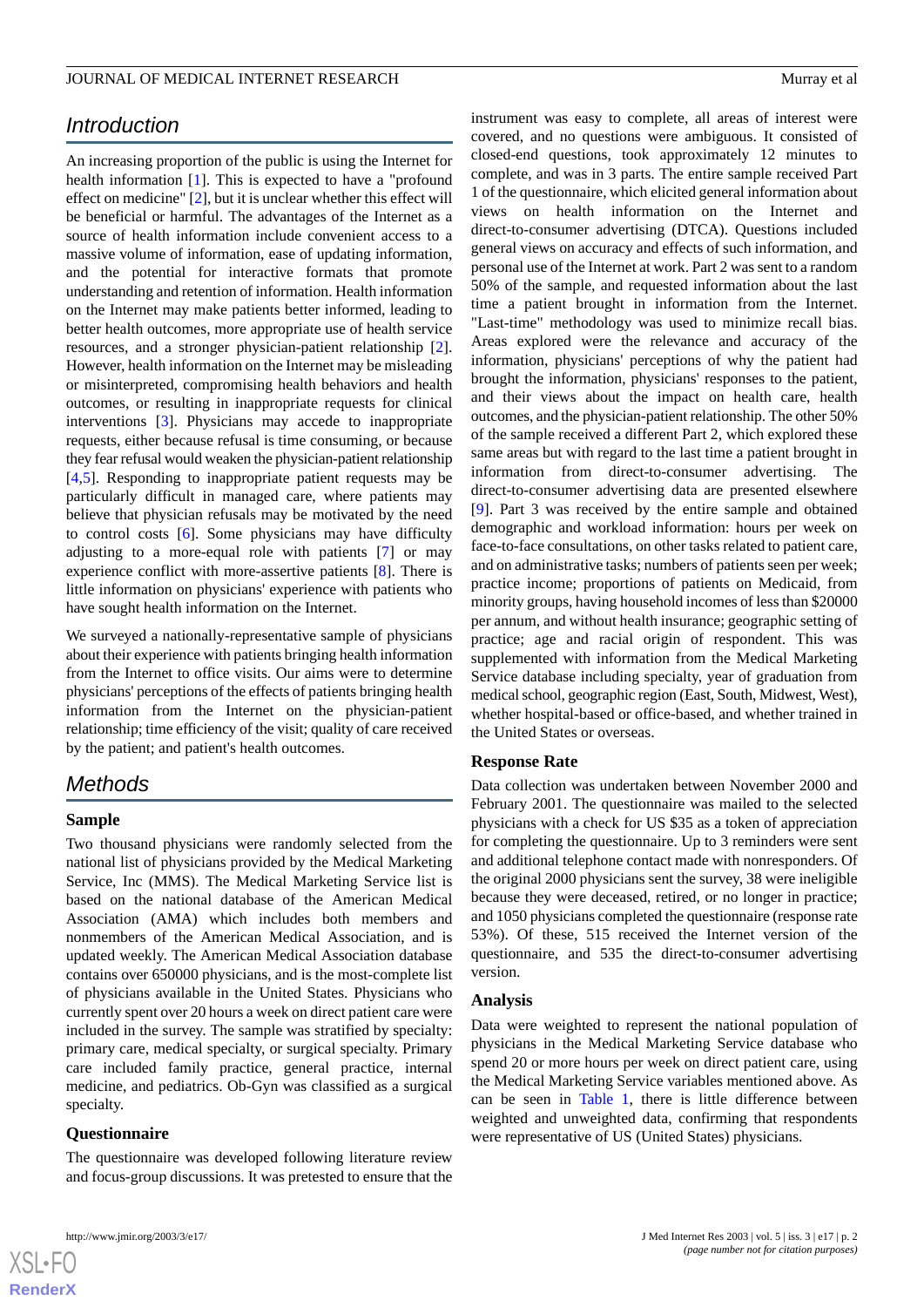## Introduction

An increasing proportion of the public is using the Internet for health information [1]. This is expected to have a "profound effect on medicine" [2], but it is unclear whether this effect will be beneficial or harmful. The advantages of the Internet as a source of health information include convenient access to a massive volume of information, ease of updating information, and the potential for interactive formats that promote understanding and retention of information. Health information on the Internet may make patients better informed, leading to better health outcomes, more appropriate use of health service resources, and a stronger physician-patient relationship [2]. However, health information on the Internet may be misleading or misinterpreted, compromising health behaviors and health outcomes, or resulting in inappropriate requests for clinical interventions [3]. Physicians may accede to inappropriate requests, either because refusal is time consuming, or because they fear refusal would weaken the physician-patient relationship [4,5]. Responding to inappropriate patient requests may be particularly difficult in managed care, where patients may believe that physician refusals may be motivated by the need to control costs [6]. Some physicians may have difficulty adjusting to a more-equal role with patients [7] or may experience conflict with more-assertive patients [8]. There is little information on physicians' experience with patients who have sought health information on the Internet.

We surveyed a nationally-representative sample of physicians about their experience with patients bringing health information from the Internet to office visits. Our aims were to determine physicians' perceptions of the effects of patients bringing health information from the Internet on the physician-patient relationship; time efficiency of the visit; quality of care received by the patient; and patient's health outcomes.

## Methods

### Sample

Two thousand physicians were randomly selected from the national list of physicians provided by the Medical Marketing Service, Inc (MMS). The Medical Marketing Service list is based on the national database of the American Medical Association (AMA) which includes both members and nonmembers of the American Medical Association, and is updated weekly. The American Medical Association database contains over 650000 physicians, and is the most-complete list of physicians available in the United States. Physicians who currently spent over 20 hours a week on direct patient care were included in the survey. The sample was stratified by specialty: primary care, medical specialty, or surgical specialty. Primary care included family practice, general practice, internal medicine, and pediatrics. Ob-Gyn was classified as a surgical specialty.

### Questionnaire

The questionnaire was developed following literature review and focus-group discussions. It was pretested to ensure that the instrument was easy to complete, all areas of interest were covered, and no questions were ambiguous. It consisted of closed-end questions, took approximately 12 minutes to complete, and was in 3 parts. The entire sample received Part 1 of the questionnaire, which elicited general information about views on health information on the Internet and direct-to-consumer advertising (DTCA). Questions included general views on accuracy and effects of such information, and personal use of the Internet at work. Part 2 was sent to a random 50% of the sample, and requested information about the last time a patient brought in information from the Internet. "Last-time" methodology was used to minimize recall bias. Areas explored were the relevance and accuracy of the information, physicians' perceptions of why the patient had brought the information, physicians' responses to the patient, and their views about the impact on health care, health outcomes, and the physician-patient relationship. The other 50% of the sample received a different Part 2, which explored these same areas but with regard to the last time a patient brought in information from direct-to-consumer advertising. The direct-to-consumer advertising data are presented elsewhere [9]. Part 3 was received by the entire sample and obtained demographic and workload information: hours per week on face-to-face consultations, on other tasks related to patient care, and on administrative tasks; numbers of patients seen per week; practice income; proportions of patients on Medicaid, from minority groups, having household incomes of less than $20000 per annum, and without health insurance; geographic setting of practice; age and racial origin of respondent. This was supplemented with information from the Medical Marketing Service database including specialty, year of graduation from medical school, geographic region (East, South, Midwest, West), whether hospital-based or office-based, and whether trained in the United States or overseas.

### Response Rate

Data collection was undertaken between November 2000 and February 2001. The questionnaire was mailed to the selected physicians with a check for US $35 as a token of appreciation for completing the questionnaire. Up to 3 reminders were sent and additional telephone contact made with nonresponders. Of the original 2000 physicians sent the survey, 38 were ineligible because they were deceased, retired, or no longer in practice; and 1050 physicians completed the questionnaire (response rate 53%). Of these, 515 received the Internet version of the questionnaire, and 535 the direct-to-consumer advertising version.

### Analysis

Data were weighted to represent the national population of physicians in the Medical Marketing Service database who spend 20 or more hours per week on direct patient care, using the Medical Marketing Service variables mentioned above. As can be seen in Table 1, there is little difference between weighted and unweighted data, confirming that respondents were representative of US (United States) physicians.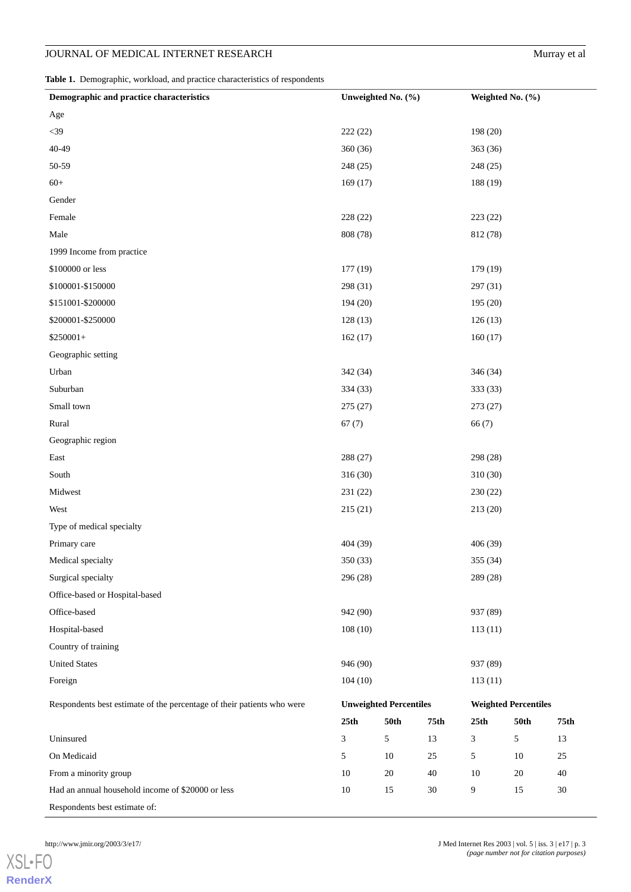**Table 1.** Demographic, workload, and practice characteristics of respondents

| Demographic and practice characteristics | Unweighted No. (%) | | | Weighted No. (%) | | |
|---|---|---|---|---|---|---|
| Age | | | | | | |
| <39 | 222 (22) | | | 198 (20) | | |
| 40-49 | 360 (36) | | | 363 (36) | | |
| 50-59 | 248 (25) | | | 248 (25) | | |
| 60+ | 169 (17) | | | 188 (19) | | |
| Gender | | | | | | |
| Female | 228 (22) | | | 223 (22) | | |
| Male | 808 (78) | | | 812 (78) | | |
| 1999 Income from practice | | | | | | |
| $100000 or less | 177 (19) | | | 179 (19) | | |
| $100001-$150000 | 298 (31) | | | 297 (31) | | |
| $151001-$200000 | 194 (20) | | | 195 (20) | | |
| $200001-$250000 | 128 (13) | | | 126 (13) | | |
| $250001+ | 162 (17) | | | 160 (17) | | |
| Geographic setting | | | | | | |
| Urban | 342 (34) | | | 346 (34) | | |
| Suburban | 334 (33) | | | 333 (33) | | |
| Small town | 275 (27) | | | 273 (27) | | |
| Rural | 67 (7) | | | 66 (7) | | |
| Geographic region | | | | | | |
| East | 288 (27) | | | 298 (28) | | |
| South | 316 (30) | | | 310 (30) | | |
| Midwest | 231 (22) | | | 230 (22) | | |
| West | 215 (21) | | | 213 (20) | | |
| Type of medical specialty | | | | | | |
| Primary care | 404 (39) | | | 406 (39) | | |
| Medical specialty | 350 (33) | | | 355 (34) | | |
| Surgical specialty | 296 (28) | | | 289 (28) | | |
| Office-based or Hospital-based | | | | | | |
| Office-based | 942 (90) | | | 937 (89) | | |
| Hospital-based | 108 (10) | | | 113 (11) | | |
| Country of training | | | | | | |
| United States | 946 (90) | | | 937 (89) | | |
| Foreign | 104 (10) | | | 113 (11) | | |
| Respondents best estimate of the percentage of their patients who were | **Unweighted Percentiles** | | | **Weighted Percentiles** | | |
| | **25th** | **50th** | **75th** | **25th** | **50th** | **75th** |
| Uninsured | 3 | 5 | 13 | 3 | 5 | 13 |
| On Medicaid | 5 | 10 | 25 | 5 | 10 | 25 |
| From a minority group | 10 | 20 | 40 | 10 | 20 | 40 |
| Had an annual household income of $20000 or less | 10 | 15 | 30 | 9 | 15 | 30 |
| Respondents best estimate of: | | | | | | |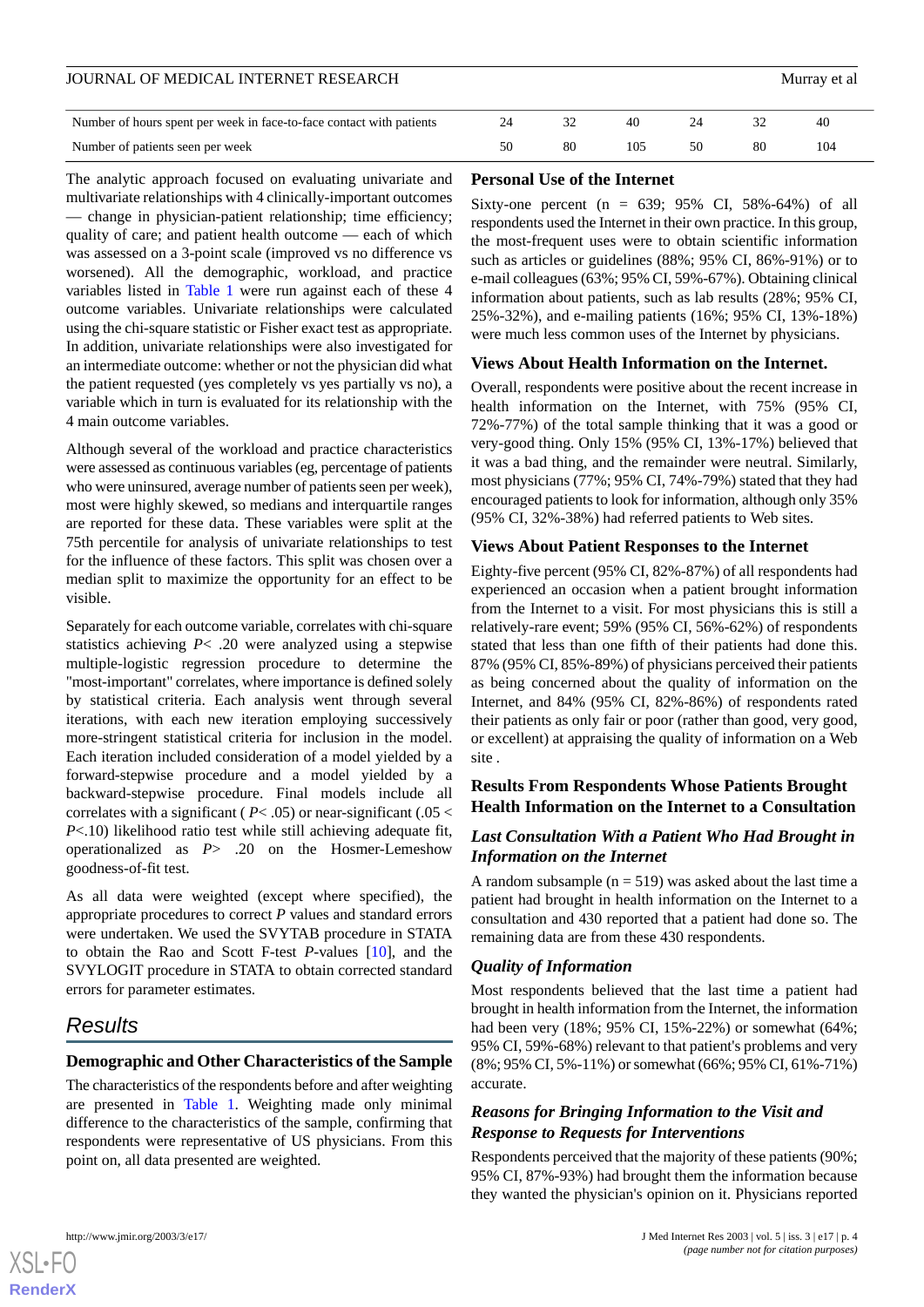| | | | | | | |
|---|---|---|---|---|---|---|
| Number of hours spent per week in face-to-face contact with patients | 24 | 32 | 40 | 24 | 32 | 40 |
| Number of patients seen per week | 50 | 80 | 105 | 50 | 80 | 104 |

The analytic approach focused on evaluating univariate and multivariate relationships with 4 clinically-important outcomes — change in physician-patient relationship; time efficiency; quality of care; and patient health outcome — each of which was assessed on a 3-point scale (improved vs no difference vs worsened). All the demographic, workload, and practice variables listed in Table 1 were run against each of these 4 outcome variables. Univariate relationships were calculated using the chi-square statistic or Fisher exact test as appropriate. In addition, univariate relationships were also investigated for an intermediate outcome: whether or not the physician did what the patient requested (yes completely vs yes partially vs no), a variable which in turn is evaluated for its relationship with the 4 main outcome variables.

Although several of the workload and practice characteristics were assessed as continuous variables (eg, percentage of patients who were uninsured, average number of patients seen per week), most were highly skewed, so medians and interquartile ranges are reported for these data. These variables were split at the 75th percentile for analysis of univariate relationships to test for the influence of these factors. This split was chosen over a median split to maximize the opportunity for an effect to be visible.

Separately for each outcome variable, correlates with chi-square statistics achieving $P < .20$ were analyzed using a stepwise multiple-logistic regression procedure to determine the "most-important" correlates, where importance is defined solely by statistical criteria. Each analysis went through several iterations, with each new iteration employing successively more-stringent statistical criteria for inclusion in the model. Each iteration included consideration of a model yielded by a forward-stepwise procedure and a model yielded by a backward-stepwise procedure. Final models include all correlates with a significant ( $P < .05$) or near-significant ($.05 < P < .10$) likelihood ratio test while still achieving adequate fit, operationalized as $P > .20$ on the Hosmer-Lemeshow goodness-of-fit test.

As all data were weighted (except where specified), the appropriate procedures to correct $P$ values and standard errors were undertaken. We used the SVYTAB procedure in STATA to obtain the Rao and Scott F-test $P$-values [10], and the SVYLOGIT procedure in STATA to obtain corrected standard errors for parameter estimates.

## Results

### Demographic and Other Characteristics of the Sample

The characteristics of the respondents before and after weighting are presented in Table 1. Weighting made only minimal difference to the characteristics of the sample, confirming that respondents were representative of US physicians. From this point on, all data presented are weighted.

### Personal Use of the Internet

Sixty-one percent (n = 639; 95% CI, 58%-64%) of all respondents used the Internet in their own practice. In this group, the most-frequent uses were to obtain scientific information such as articles or guidelines (88%; 95% CI, 86%-91%) or to e-mail colleagues (63%; 95% CI, 59%-67%). Obtaining clinical information about patients, such as lab results (28%; 95% CI, 25%-32%), and e-mailing patients (16%; 95% CI, 13%-18%) were much less common uses of the Internet by physicians.

### Views About Health Information on the Internet.

Overall, respondents were positive about the recent increase in health information on the Internet, with 75% (95% CI, 72%-77%) of the total sample thinking that it was a good or very-good thing. Only 15% (95% CI, 13%-17%) believed that it was a bad thing, and the remainder were neutral. Similarly, most physicians (77%; 95% CI, 74%-79%) stated that they had encouraged patients to look for information, although only 35% (95% CI, 32%-38%) had referred patients to Web sites.

### Views About Patient Responses to the Internet

Eighty-five percent (95% CI, 82%-87%) of all respondents had experienced an occasion when a patient brought information from the Internet to a visit. For most physicians this is still a relatively-rare event; 59% (95% CI, 56%-62%) of respondents stated that less than one fifth of their patients had done this. 87% (95% CI, 85%-89%) of physicians perceived their patients as being concerned about the quality of information on the Internet, and 84% (95% CI, 82%-86%) of respondents rated their patients as only fair or poor (rather than good, very good, or excellent) at appraising the quality of information on a Web site .

### Results From Respondents Whose Patients Brought Health Information on the Internet to a Consultation

#### *Last Consultation With a Patient Who Had Brought in Information on the Internet*

A random subsample (n = 519) was asked about the last time a patient had brought in health information on the Internet to a consultation and 430 reported that a patient had done so. The remaining data are from these 430 respondents.

#### *Quality of Information*

Most respondents believed that the last time a patient had brought in health information from the Internet, the information had been very (18%; 95% CI, 15%-22%) or somewhat (64%; 95% CI, 59%-68%) relevant to that patient's problems and very (8%; 95% CI, 5%-11%) or somewhat (66%; 95% CI, 61%-71%) accurate.

#### *Reasons for Bringing Information to the Visit and Response to Requests for Interventions*

Respondents perceived that the majority of these patients (90%; 95% CI, 87%-93%) had brought them the information because they wanted the physician's opinion on it. Physicians reported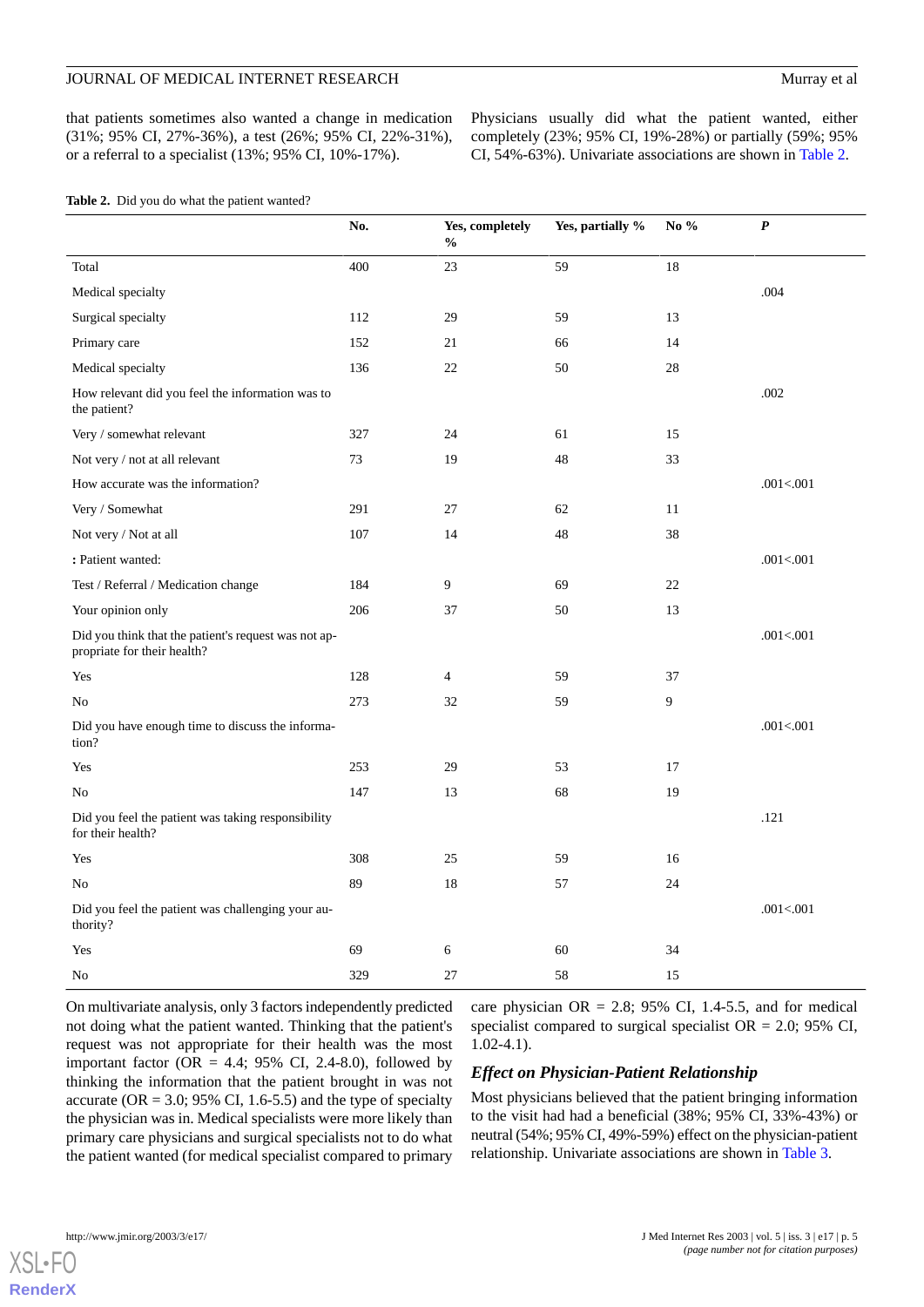that patients sometimes also wanted a change in medication (31%; 95% CI, 27%-36%), a test (26%; 95% CI, 22%-31%), or a referral to a specialist (13%; 95% CI, 10%-17%).

Physicians usually did what the patient wanted, either completely (23%; 95% CI, 19%-28%) or partially (59%; 95% CI, 54%-63%). Univariate associations are shown in Table 2.

**Table 2.** Did you do what the patient wanted?

| | No. | Yes, completely % | Yes, partially % | No % | *P* |
|---|---|---|---|---|---|
| Total | 400 | 23 | 59 | 18 | |
| Medical specialty | | | | | .004 |
| Surgical specialty | 112 | 29 | 59 | 13 | |
| Primary care | 152 | 21 | 66 | 14 | |
| Medical specialty | 136 | 22 | 50 | 28 | |
| How relevant did you feel the information was to the patient? | | | | | .002 |
| Very / somewhat relevant | 327 | 24 | 61 | 15 | |
| Not very / not at all relevant | 73 | 19 | 48 | 33 | |
| How accurate was the information? | | | | | .001<.001 |
| Very / Somewhat | 291 | 27 | 62 | 11 | |
| Not very / Not at all | 107 | 14 | 48 | 38 | |
| **:** Patient wanted: | | | | | .001<.001 |
| Test / Referral / Medication change | 184 | 9 | 69 | 22 | |
| Your opinion only | 206 | 37 | 50 | 13 | |
| Did you think that the patient's request was not appropriate for their health? | | | | | .001<.001 |
| Yes | 128 | 4 | 59 | 37 | |
| No | 273 | 32 | 59 | 9 | |
| Did you have enough time to discuss the information? | | | | | .001<.001 |
| Yes | 253 | 29 | 53 | 17 | |
| No | 147 | 13 | 68 | 19 | |
| Did you feel the patient was taking responsibility for their health? | | | | | .121 |
| Yes | 308 | 25 | 59 | 16 | |
| No | 89 | 18 | 57 | 24 | |
| Did you feel the patient was challenging your authority? | | | | | .001<.001 |
| Yes | 69 | 6 | 60 | 34 | |
| No | 329 | 27 | 58 | 15 | |

On multivariate analysis, only 3 factors independently predicted not doing what the patient wanted. Thinking that the patient's request was not appropriate for their health was the most important factor (OR = 4.4; 95% CI, 2.4-8.0), followed by thinking the information that the patient brought in was not accurate (OR = 3.0; 95% CI, 1.6-5.5) and the type of specialty the physician was in. Medical specialists were more likely than primary care physicians and surgical specialists not to do what the patient wanted (for medical specialist compared to primary care physician OR = 2.8; 95% CI, 1.4-5.5, and for medical specialist compared to surgical specialist OR = 2.0; 95% CI, 1.02-4.1).

### *Effect on Physician-Patient Relationship*

Most physicians believed that the patient bringing information to the visit had had a beneficial (38%; 95% CI, 33%-43%) or neutral (54%; 95% CI, 49%-59%) effect on the physician-patient relationship. Univariate associations are shown in Table 3.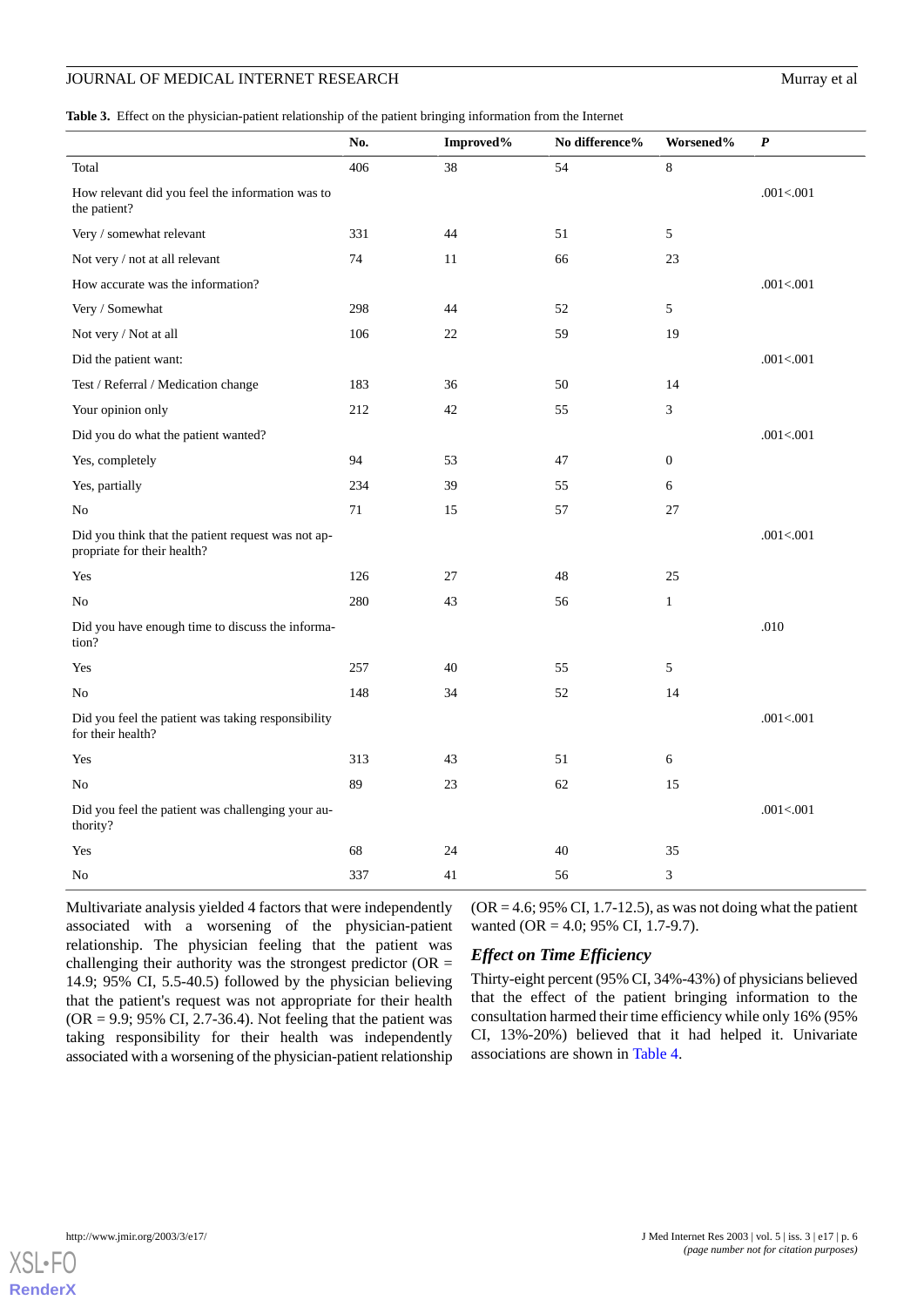**Table 3.** Effect on the physician-patient relationship of the patient bringing information from the Internet

| | No. | Improved% | No difference% | Worsened% | *P* |
|---|---|---|---|---|---|
| Total | 406 | 38 | 54 | 8 | |
| How relevant did you feel the information was to the patient? | | | | | .001<.001 |
| Very / somewhat relevant | 331 | 44 | 51 | 5 | |
| Not very / not at all relevant | 74 | 11 | 66 | 23 | |
| How accurate was the information? | | | | | .001<.001 |
| Very / Somewhat | 298 | 44 | 52 | 5 | |
| Not very / Not at all | 106 | 22 | 59 | 19 | |
| Did the patient want: | | | | | .001<.001 |
| Test / Referral / Medication change | 183 | 36 | 50 | 14 | |
| Your opinion only | 212 | 42 | 55 | 3 | |
| Did you do what the patient wanted? | | | | | .001<.001 |
| Yes, completely | 94 | 53 | 47 | 0 | |
| Yes, partially | 234 | 39 | 55 | 6 | |
| No | 71 | 15 | 57 | 27 | |
| Did you think that the patient request was not appropriate for their health? | | | | | .001<.001 |
| Yes | 126 | 27 | 48 | 25 | |
| No | 280 | 43 | 56 | 1 | |
| Did you have enough time to discuss the information? | | | | | .010 |
| Yes | 257 | 40 | 55 | 5 | |
| No | 148 | 34 | 52 | 14 | |
| Did you feel the patient was taking responsibility for their health? | | | | | .001<.001 |
| Yes | 313 | 43 | 51 | 6 | |
| No | 89 | 23 | 62 | 15 | |
| Did you feel the patient was challenging your authority? | | | | | .001<.001 |
| Yes | 68 | 24 | 40 | 35 | |
| No | 337 | 41 | 56 | 3 | |

Multivariate analysis yielded 4 factors that were independently associated with a worsening of the physician-patient relationship. The physician feeling that the patient was challenging their authority was the strongest predictor (OR = 14.9; 95% CI, 5.5-40.5) followed by the physician believing that the patient's request was not appropriate for their health (OR = 9.9; 95% CI, 2.7-36.4). Not feeling that the patient was taking responsibility for their health was independently associated with a worsening of the physician-patient relationship (OR = 4.6; 95% CI, 1.7-12.5), as was not doing what the patient wanted (OR = 4.0; 95% CI, 1.7-9.7).

### *Effect on Time Efficiency*

Thirty-eight percent (95% CI, 34%-43%) of physicians believed that the effect of the patient bringing information to the consultation harmed their time efficiency while only 16% (95% CI, 13%-20%) believed that it had helped it. Univariate associations are shown in Table 4.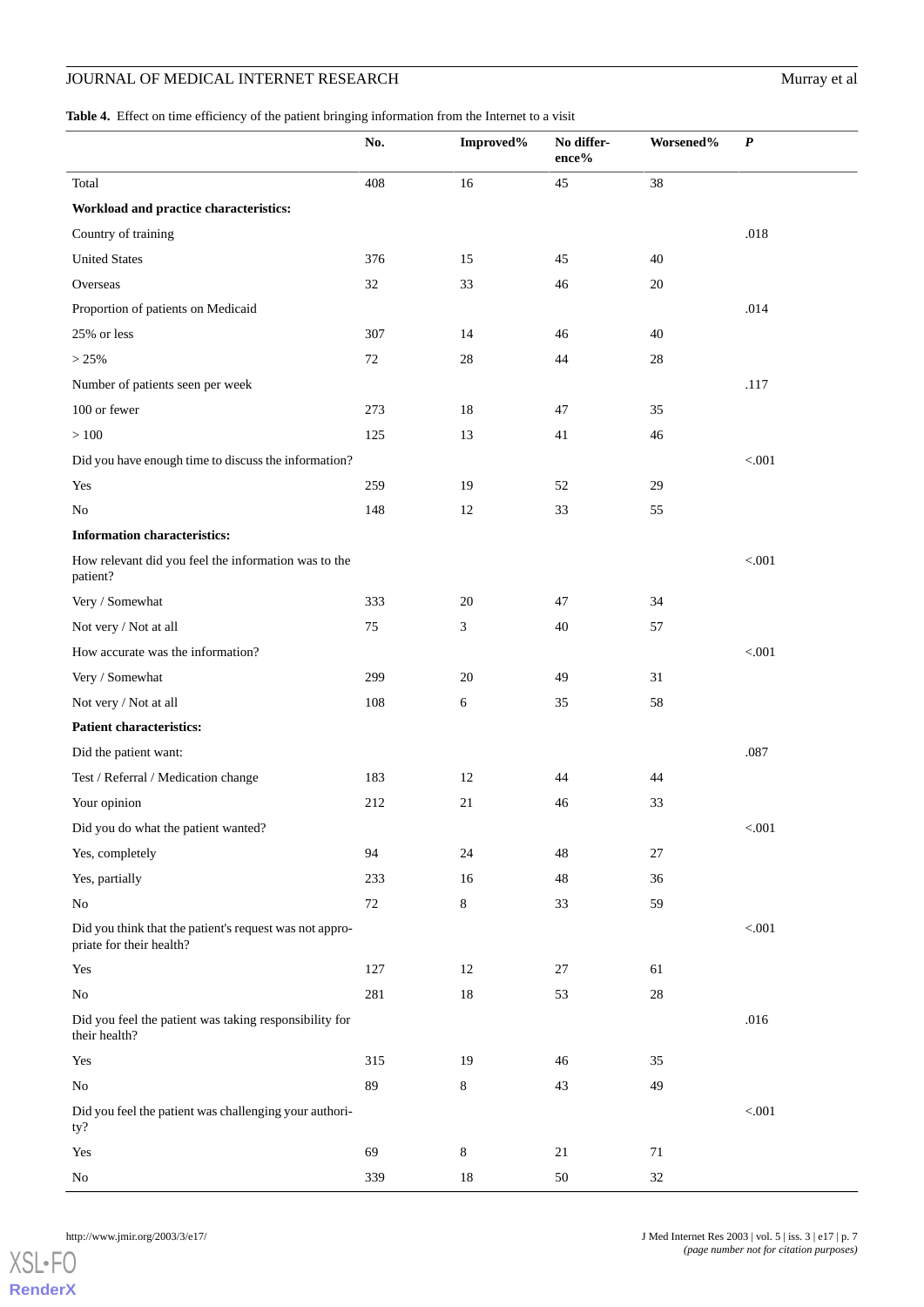**Table 4.** Effect on time efficiency of the patient bringing information from the Internet to a visit

| | No. | Improved% | No difference% | Worsened% | *P* |
|---|---|---|---|---|---|
| Total | 408 | 16 | 45 | 38 | |
| **Workload and practice characteristics:** | | | | | |
| Country of training | | | | | .018 |
| United States | 376 | 15 | 45 | 40 | |
| Overseas | 32 | 33 | 46 | 20 | |
| Proportion of patients on Medicaid | | | | | .014 |
| 25% or less | 307 | 14 | 46 | 40 | |
| > 25% | 72 | 28 | 44 | 28 | |
| Number of patients seen per week | | | | | .117 |
| 100 or fewer | 273 | 18 | 47 | 35 | |
| > 100 | 125 | 13 | 41 | 46 | |
| Did you have enough time to discuss the information? | | | | | <.001 |
| Yes | 259 | 19 | 52 | 29 | |
| No | 148 | 12 | 33 | 55 | |
| **Information characteristics:** | | | | | |
| How relevant did you feel the information was to the patient? | | | | | <.001 |
| Very / Somewhat | 333 | 20 | 47 | 34 | |
| Not very / Not at all | 75 | 3 | 40 | 57 | |
| How accurate was the information? | | | | | <.001 |
| Very / Somewhat | 299 | 20 | 49 | 31 | |
| Not very / Not at all | 108 | 6 | 35 | 58 | |
| **Patient characteristics:** | | | | | |
| Did the patient want: | | | | | .087 |
| Test / Referral / Medication change | 183 | 12 | 44 | 44 | |
| Your opinion | 212 | 21 | 46 | 33 | |
| Did you do what the patient wanted? | | | | | <.001 |
| Yes, completely | 94 | 24 | 48 | 27 | |
| Yes, partially | 233 | 16 | 48 | 36 | |
| No | 72 | 8 | 33 | 59 | |
| Did you think that the patient's request was not appropriate for their health? | | | | | <.001 |
| Yes | 127 | 12 | 27 | 61 | |
| No | 281 | 18 | 53 | 28 | |
| Did you feel the patient was taking responsibility for their health? | | | | | .016 |
| Yes | 315 | 19 | 46 | 35 | |
| No | 89 | 8 | 43 | 49 | |
| Did you feel the patient was challenging your authority? | | | | | <.001 |
| Yes | 69 | 8 | 21 | 71 | |
| No | 339 | 18 | 50 | 32 | |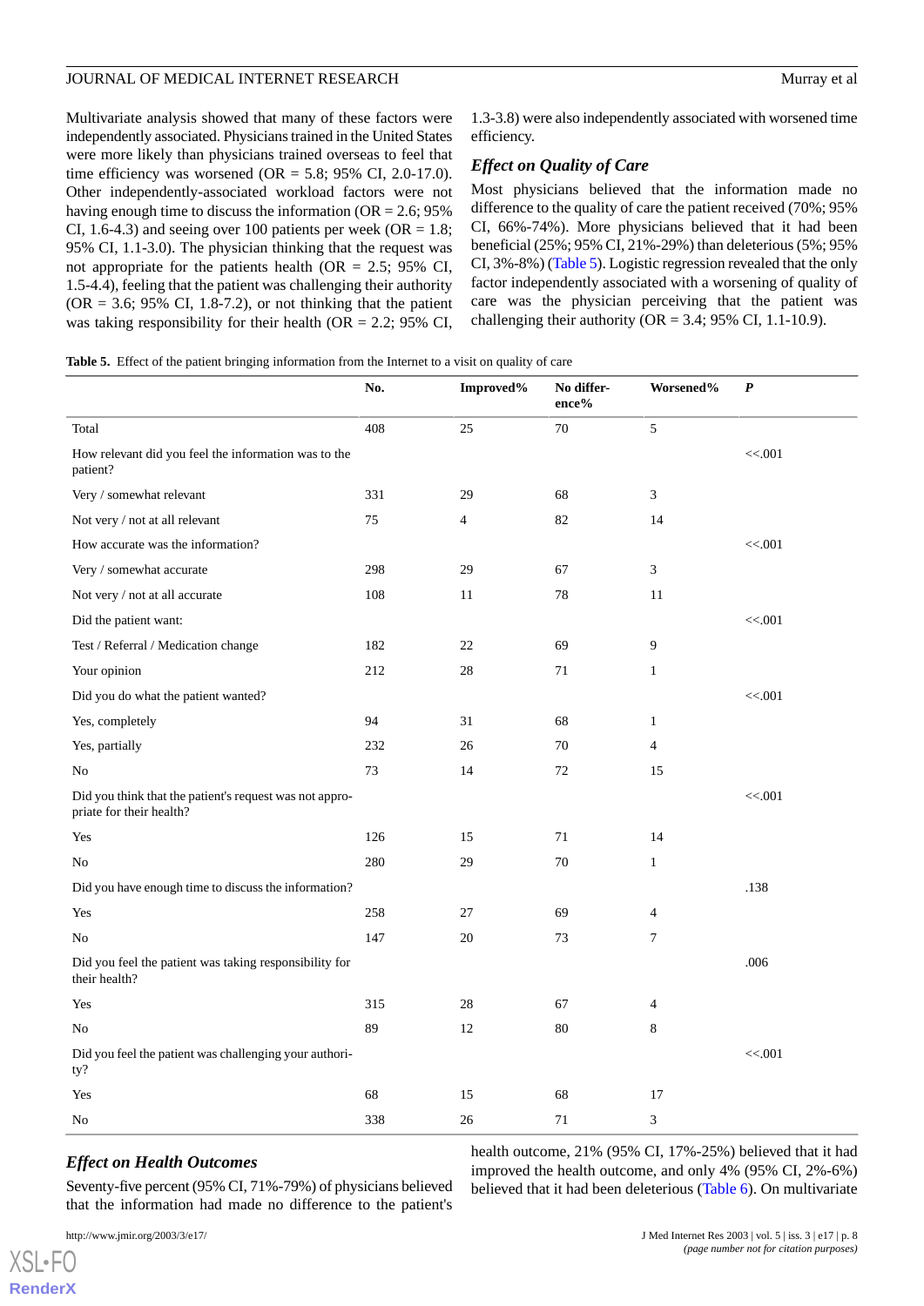Multivariate analysis showed that many of these factors were independently associated. Physicians trained in the United States were more likely than physicians trained overseas to feel that time efficiency was worsened (OR = 5.8; 95% CI, 2.0-17.0). Other independently-associated workload factors were not having enough time to discuss the information (OR = 2.6; 95% CI, 1.6-4.3) and seeing over 100 patients per week (OR = 1.8; 95% CI, 1.1-3.0). The physician thinking that the request was not appropriate for the patients health (OR = 2.5; 95% CI, 1.5-4.4), feeling that the patient was challenging their authority (OR = 3.6; 95% CI, 1.8-7.2), or not thinking that the patient was taking responsibility for their health (OR = 2.2; 95% CI, 1.3-3.8) were also independently associated with worsened time efficiency.

### *Effect on Quality of Care*

Most physicians believed that the information made no difference to the quality of care the patient received (70%; 95% CI, 66%-74%). More physicians believed that it had been beneficial (25%; 95% CI, 21%-29%) than deleterious (5%; 95% CI, 3%-8%) (Table 5). Logistic regression revealed that the only factor independently associated with a worsening of quality of care was the physician perceiving that the patient was challenging their authority (OR = 3.4; 95% CI, 1.1-10.9).

**Table 5.** Effect of the patient bringing information from the Internet to a visit on quality of care

| | No. | Improved% | No difference% | Worsened% | *P* |
|---|---|---|---|---|---|
| Total | 408 | 25 | 70 | 5 | |
| How relevant did you feel the information was to the patient? | | | | | <<.001 |
| Very / somewhat relevant | 331 | 29 | 68 | 3 | |
| Not very / not at all relevant | 75 | 4 | 82 | 14 | |
| How accurate was the information? | | | | | <<.001 |
| Very / somewhat accurate | 298 | 29 | 67 | 3 | |
| Not very / not at all accurate | 108 | 11 | 78 | 11 | |
| Did the patient want: | | | | | <<.001 |
| Test / Referral / Medication change | 182 | 22 | 69 | 9 | |
| Your opinion | 212 | 28 | 71 | 1 | |
| Did you do what the patient wanted? | | | | | <<.001 |
| Yes, completely | 94 | 31 | 68 | 1 | |
| Yes, partially | 232 | 26 | 70 | 4 | |
| No | 73 | 14 | 72 | 15 | |
| Did you think that the patient's request was not appropriate for their health? | | | | | <<.001 |
| Yes | 126 | 15 | 71 | 14 | |
| No | 280 | 29 | 70 | 1 | |
| Did you have enough time to discuss the information? | | | | | .138 |
| Yes | 258 | 27 | 69 | 4 | |
| No | 147 | 20 | 73 | 7 | |
| Did you feel the patient was taking responsibility for their health? | | | | | .006 |
| Yes | 315 | 28 | 67 | 4 | |
| No | 89 | 12 | 80 | 8 | |
| Did you feel the patient was challenging your authority? | | | | | <<.001 |
| Yes | 68 | 15 | 68 | 17 | |
| No | 338 | 26 | 71 | 3 | |

### *Effect on Health Outcomes*

Seventy-five percent (95% CI, 71%-79%) of physicians believed that the information had made no difference to the patient's health outcome, 21% (95% CI, 17%-25%) believed that it had improved the health outcome, and only 4% (95% CI, 2%-6%) believed that it had been deleterious (Table 6). On multivariate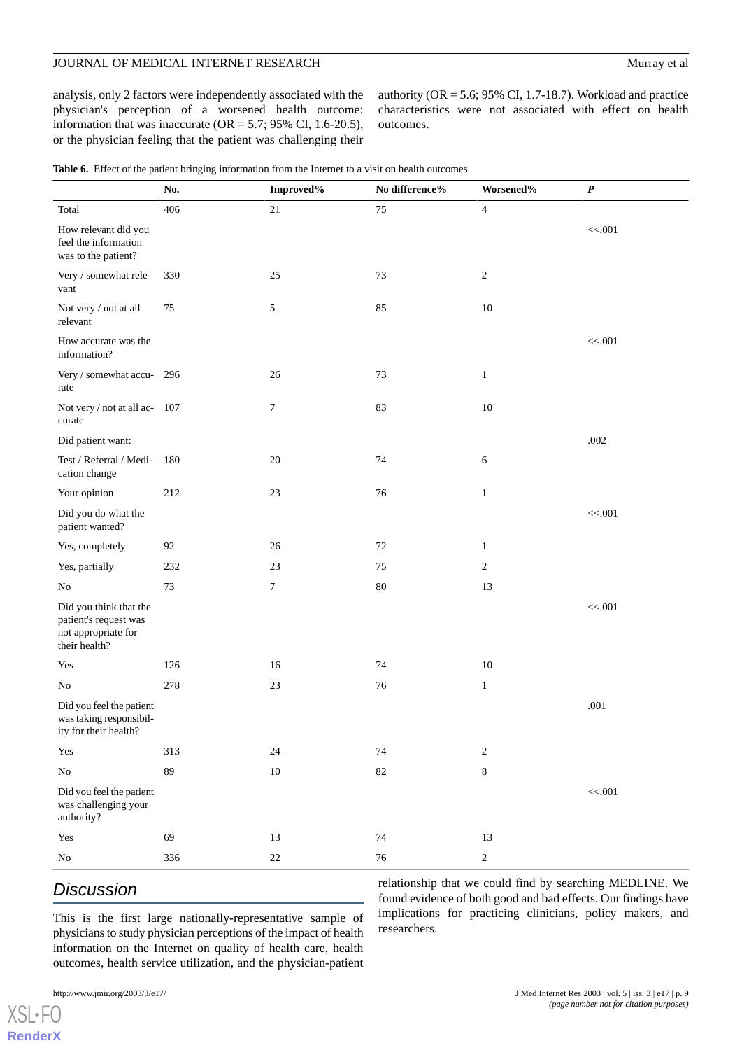analysis, only 2 factors were independently associated with the physician's perception of a worsened health outcome: information that was inaccurate (OR = 5.7; 95% CI, 1.6-20.5), or the physician feeling that the patient was challenging their authority (OR = 5.6; 95% CI, 1.7-18.7). Workload and practice characteristics were not associated with effect on health outcomes.

**Table 6.** Effect of the patient bringing information from the Internet to a visit on health outcomes

| | No. | Improved% | No difference% | Worsened% | *P* |
|---|---|---|---|---|---|
| Total | 406 | 21 | 75 | 4 | |
| How relevant did you feel the information was to the patient? | | | | | <<.001 |
| Very / somewhat relevant | 330 | 25 | 73 | 2 | |
| Not very / not at all relevant | 75 | 5 | 85 | 10 | |
| How accurate was the information? | | | | | <<.001 |
| Very / somewhat accurate | 296 | 26 | 73 | 1 | |
| Not very / not at all accurate | 107 | 7 | 83 | 10 | |
| Did patient want: | | | | | .002 |
| Test / Referral / Medication change | 180 | 20 | 74 | 6 | |
| Your opinion | 212 | 23 | 76 | 1 | |
| Did you do what the patient wanted? | | | | | <<.001 |
| Yes, completely | 92 | 26 | 72 | 1 | |
| Yes, partially | 232 | 23 | 75 | 2 | |
| No | 73 | 7 | 80 | 13 | |
| Did you think that the patient's request was not appropriate for their health? | | | | | <<.001 |
| Yes | 126 | 16 | 74 | 10 | |
| No | 278 | 23 | 76 | 1 | |
| Did you feel the patient was taking responsibility for their health? | | | | | .001 |
| Yes | 313 | 24 | 74 | 2 | |
| No | 89 | 10 | 82 | 8 | |
| Did you feel the patient was challenging your authority? | | | | | <<.001 |
| Yes | 69 | 13 | 74 | 13 | |
| No | 336 | 22 | 76 | 2 | |

## Discussion

This is the first large nationally-representative sample of physicians to study physician perceptions of the impact of health information on the Internet on quality of health care, health outcomes, health service utilization, and the physician-patient relationship that we could find by searching MEDLINE. We found evidence of both good and bad effects. Our findings have implications for practicing clinicians, policy makers, and researchers.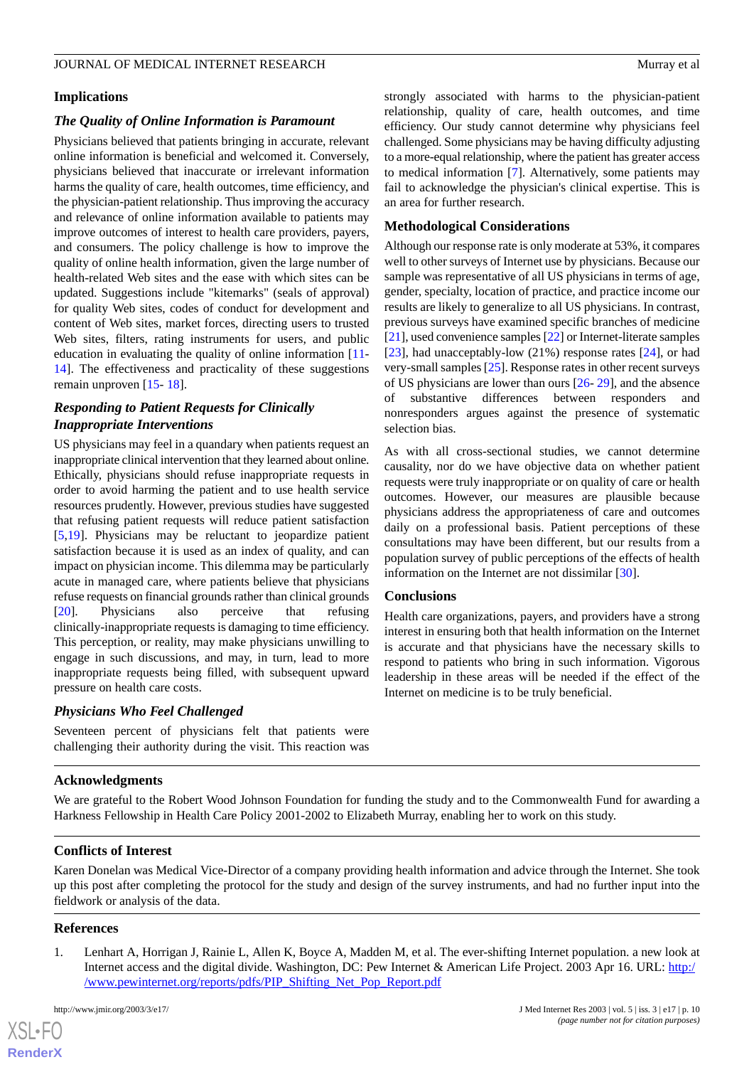## Implications

### The Quality of Online Information is Paramount

Physicians believed that patients bringing in accurate, relevant online information is beneficial and welcomed it. Conversely, physicians believed that inaccurate or irrelevant information harms the quality of care, health outcomes, time efficiency, and the physician-patient relationship. Thus improving the accuracy and relevance of online information available to patients may improve outcomes of interest to health care providers, payers, and consumers. The policy challenge is how to improve the quality of online health information, given the large number of health-related Web sites and the ease with which sites can be updated. Suggestions include "kitemarks" (seals of approval) for quality Web sites, codes of conduct for development and content of Web sites, market forces, directing users to trusted Web sites, filters, rating instruments for users, and public education in evaluating the quality of online information [11-14]. The effectiveness and practicality of these suggestions remain unproven [15- 18].

### Responding to Patient Requests for Clinically Inappropriate Interventions

US physicians may feel in a quandary when patients request an inappropriate clinical intervention that they learned about online. Ethically, physicians should refuse inappropriate requests in order to avoid harming the patient and to use health service resources prudently. However, previous studies have suggested that refusing patient requests will reduce patient satisfaction [5,19]. Physicians may be reluctant to jeopardize patient satisfaction because it is used as an index of quality, and can impact on physician income. This dilemma may be particularly acute in managed care, where patients believe that physicians refuse requests on financial grounds rather than clinical grounds [20]. Physicians also perceive that refusing clinically-inappropriate requests is damaging to time efficiency. This perception, or reality, may make physicians unwilling to engage in such discussions, and may, in turn, lead to more inappropriate requests being filled, with subsequent upward pressure on health care costs.

### Physicians Who Feel Challenged

Seventeen percent of physicians felt that patients were challenging their authority during the visit. This reaction was strongly associated with harms to the physician-patient relationship, quality of care, health outcomes, and time efficiency. Our study cannot determine why physicians feel challenged. Some physicians may be having difficulty adjusting to a more-equal relationship, where the patient has greater access to medical information [7]. Alternatively, some patients may fail to acknowledge the physician's clinical expertise. This is an area for further research.

## Methodological Considerations

Although our response rate is only moderate at 53%, it compares well to other surveys of Internet use by physicians. Because our sample was representative of all US physicians in terms of age, gender, specialty, location of practice, and practice income our results are likely to generalize to all US physicians. In contrast, previous surveys have examined specific branches of medicine [21], used convenience samples [22] or Internet-literate samples [23], had unacceptably-low (21%) response rates [24], or had very-small samples [25]. Response rates in other recent surveys of US physicians are lower than ours [26- 29], and the absence of substantive differences between responders and nonresponders argues against the presence of systematic selection bias.

As with all cross-sectional studies, we cannot determine causality, nor do we have objective data on whether patient requests were truly inappropriate or on quality of care or health outcomes. However, our measures are plausible because physicians address the appropriateness of care and outcomes daily on a professional basis. Patient perceptions of these consultations may have been different, but our results from a population survey of public perceptions of the effects of health information on the Internet are not dissimilar [30].

## Conclusions

Health care organizations, payers, and providers have a strong interest in ensuring both that health information on the Internet is accurate and that physicians have the necessary skills to respond to patients who bring in such information. Vigorous leadership in these areas will be needed if the effect of the Internet on medicine is to be truly beneficial.

## Acknowledgments

We are grateful to the Robert Wood Johnson Foundation for funding the study and to the Commonwealth Fund for awarding a Harkness Fellowship in Health Care Policy 2001-2002 to Elizabeth Murray, enabling her to work on this study.

## Conflicts of Interest

Karen Donelan was Medical Vice-Director of a company providing health information and advice through the Internet. She took up this post after completing the protocol for the study and design of the survey instruments, and had no further input into the fieldwork or analysis of the data.

## References

1. Lenhart A, Horrigan J, Rainie L, Allen K, Boyce A, Madden M, et al. The ever-shifting Internet population. a new look at Internet access and the digital divide. Washington, DC: Pew Internet & American Life Project. 2003 Apr 16. URL: http://www.pewinternet.org/reports/pdfs/PIP_Shifting_Net_Pop_Report.pdf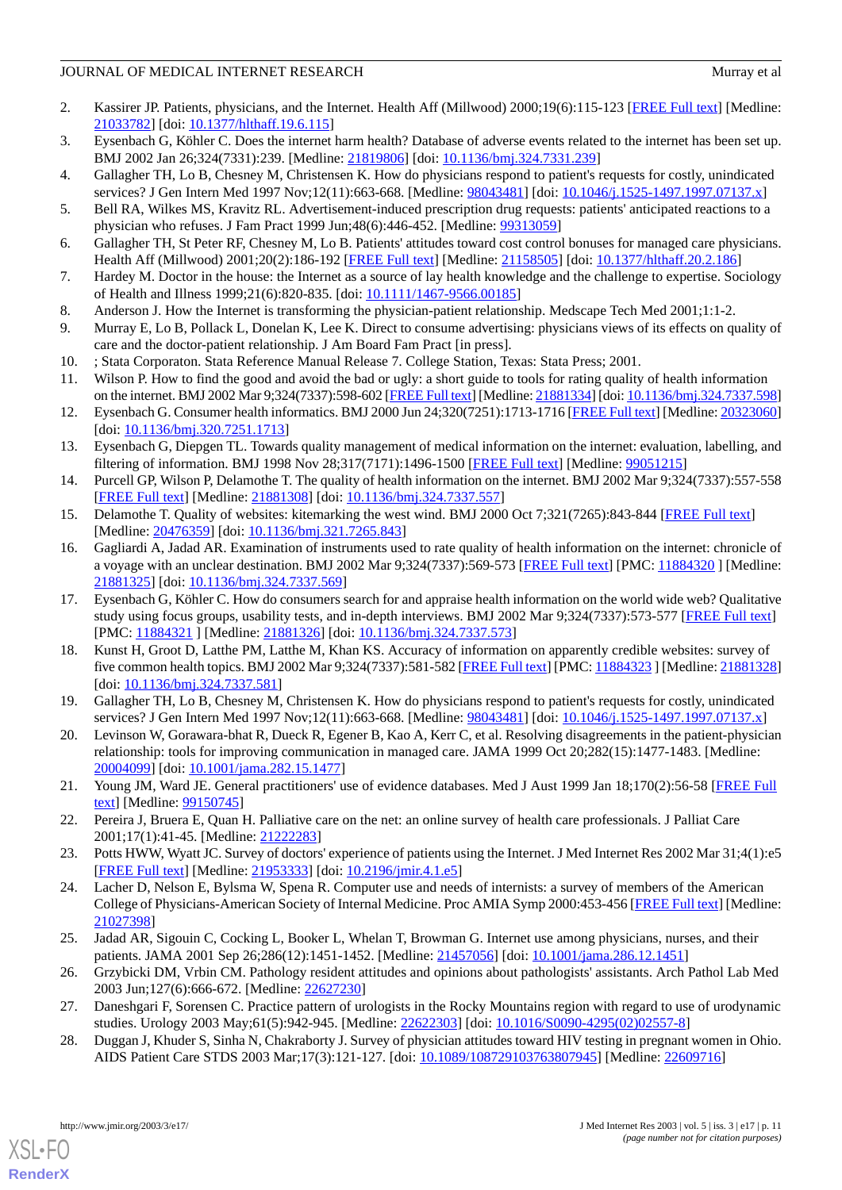2. Kassirer JP. Patients, physicians, and the Internet. Health Aff (Millwood) 2000;19(6):115-123 [FREE Full text] [Medline: 21033782] [doi: 10.1377/hlthaff.19.6.115]
3. Eysenbach G, Köhler C. Does the internet harm health? Database of adverse events related to the internet has been set up. BMJ 2002 Jan 26;324(7331):239. [Medline: 21819806] [doi: 10.1136/bmj.324.7331.239]
4. Gallagher TH, Lo B, Chesney M, Christensen K. How do physicians respond to patient's requests for costly, unindicated services? J Gen Intern Med 1997 Nov;12(11):663-668. [Medline: 98043481] [doi: 10.1046/j.1525-1497.1997.07137.x]
5. Bell RA, Wilkes MS, Kravitz RL. Advertisement-induced prescription drug requests: patients' anticipated reactions to a physician who refuses. J Fam Pract 1999 Jun;48(6):446-452. [Medline: 99313059]
6. Gallagher TH, St Peter RF, Chesney M, Lo B. Patients' attitudes toward cost control bonuses for managed care physicians. Health Aff (Millwood) 2001;20(2):186-192 [FREE Full text] [Medline: 21158505] [doi: 10.1377/hlthaff.20.2.186]
7. Hardey M. Doctor in the house: the Internet as a source of lay health knowledge and the challenge to expertise. Sociology of Health and Illness 1999;21(6):820-835. [doi: 10.1111/1467-9566.00185]
8. Anderson J. How the Internet is transforming the physician-patient relationship. Medscape Tech Med 2001;1:1-2.
9. Murray E, Lo B, Pollack L, Donelan K, Lee K. Direct to consume advertising: physicians views of its effects on quality of care and the doctor-patient relationship. J Am Board Fam Pract [in press].
10. ; Stata Corporaton. Stata Reference Manual Release 7. College Station, Texas: Stata Press; 2001.
11. Wilson P. How to find the good and avoid the bad or ugly: a short guide to tools for rating quality of health information on the internet. BMJ 2002 Mar 9;324(7337):598-602 [FREE Full text] [Medline: 21881334] [doi: 10.1136/bmj.324.7337.598]
12. Eysenbach G. Consumer health informatics. BMJ 2000 Jun 24;320(7251):1713-1716 [FREE Full text] [Medline: 20323060] [doi: 10.1136/bmj.320.7251.1713]
13. Eysenbach G, Diepgen TL. Towards quality management of medical information on the internet: evaluation, labelling, and filtering of information. BMJ 1998 Nov 28;317(7171):1496-1500 [FREE Full text] [Medline: 99051215]
14. Purcell GP, Wilson P, Delamothe T. The quality of health information on the internet. BMJ 2002 Mar 9;324(7337):557-558 [FREE Full text] [Medline: 21881308] [doi: 10.1136/bmj.324.7337.557]
15. Delamothe T. Quality of websites: kitemarking the west wind. BMJ 2000 Oct 7;321(7265):843-844 [FREE Full text] [Medline: 20476359] [doi: 10.1136/bmj.321.7265.843]
16. Gagliardi A, Jadad AR. Examination of instruments used to rate quality of health information on the internet: chronicle of a voyage with an unclear destination. BMJ 2002 Mar 9;324(7337):569-573 [FREE Full text] [PMC: 11884320 ] [Medline: 21881325] [doi: 10.1136/bmj.324.7337.569]
17. Eysenbach G, Köhler C. How do consumers search for and appraise health information on the world wide web? Qualitative study using focus groups, usability tests, and in-depth interviews. BMJ 2002 Mar 9;324(7337):573-577 [FREE Full text] [PMC: 11884321 ] [Medline: 21881326] [doi: 10.1136/bmj.324.7337.573]
18. Kunst H, Groot D, Latthe PM, Latthe M, Khan KS. Accuracy of information on apparently credible websites: survey of five common health topics. BMJ 2002 Mar 9;324(7337):581-582 [FREE Full text] [PMC: 11884323 ] [Medline: 21881328] [doi: 10.1136/bmj.324.7337.581]
19. Gallagher TH, Lo B, Chesney M, Christensen K. How do physicians respond to patient's requests for costly, unindicated services? J Gen Intern Med 1997 Nov;12(11):663-668. [Medline: 98043481] [doi: 10.1046/j.1525-1497.1997.07137.x]
20. Levinson W, Gorawara-bhat R, Dueck R, Egener B, Kao A, Kerr C, et al. Resolving disagreements in the patient-physician relationship: tools for improving communication in managed care. JAMA 1999 Oct 20;282(15):1477-1483. [Medline: 20004099] [doi: 10.1001/jama.282.15.1477]
21. Young JM, Ward JE. General practitioners' use of evidence databases. Med J Aust 1999 Jan 18;170(2):56-58 [FREE Full text] [Medline: 99150745]
22. Pereira J, Bruera E, Quan H. Palliative care on the net: an online survey of health care professionals. J Palliat Care 2001;17(1):41-45. [Medline: 21222283]
23. Potts HWW, Wyatt JC. Survey of doctors' experience of patients using the Internet. J Med Internet Res 2002 Mar 31;4(1):e5 [FREE Full text] [Medline: 21953333] [doi: 10.2196/jmir.4.1.e5]
24. Lacher D, Nelson E, Bylsma W, Spena R. Computer use and needs of internists: a survey of members of the American College of Physicians-American Society of Internal Medicine. Proc AMIA Symp 2000:453-456 [FREE Full text] [Medline: 21027398]
25. Jadad AR, Sigouin C, Cocking L, Booker L, Whelan T, Browman G. Internet use among physicians, nurses, and their patients. JAMA 2001 Sep 26;286(12):1451-1452. [Medline: 21457056] [doi: 10.1001/jama.286.12.1451]
26. Grzybicki DM, Vrbin CM. Pathology resident attitudes and opinions about pathologists' assistants. Arch Pathol Lab Med 2003 Jun;127(6):666-672. [Medline: 22627230]
27. Daneshgari F, Sorensen C. Practice pattern of urologists in the Rocky Mountains region with regard to use of urodynamic studies. Urology 2003 May;61(5):942-945. [Medline: 22622303] [doi: 10.1016/S0090-4295(02)02557-8]
28. Duggan J, Khuder S, Sinha N, Chakraborty J. Survey of physician attitudes toward HIV testing in pregnant women in Ohio. AIDS Patient Care STDS 2003 Mar;17(3):121-127. [doi: 10.1089/108729103763807945] [Medline: 22609716]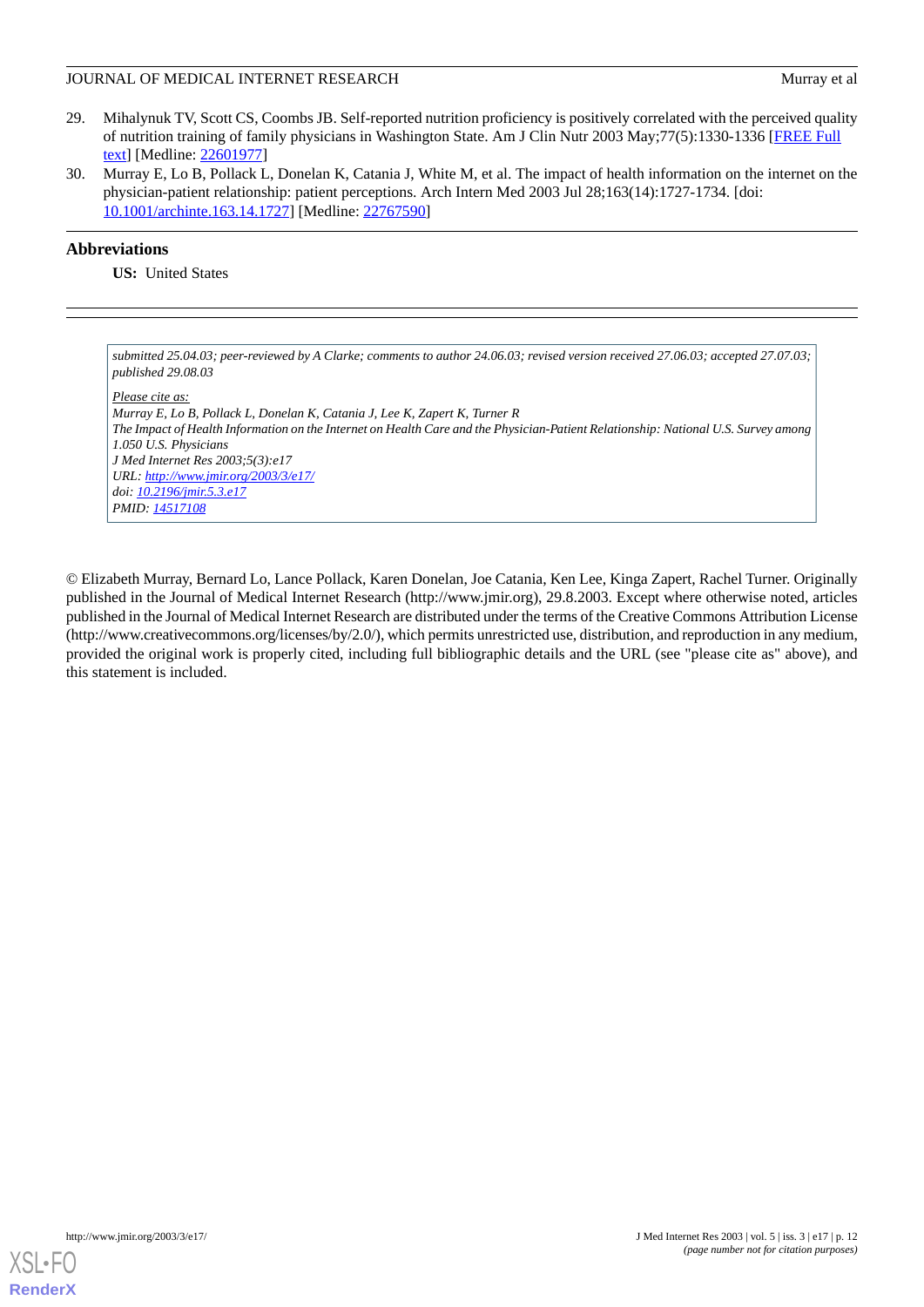29. Mihalynuk TV, Scott CS, Coombs JB. Self-reported nutrition proficiency is positively correlated with the perceived quality of nutrition training of family physicians in Washington State. Am J Clin Nutr 2003 May;77(5):1330-1336 [FREE Full text] [Medline: 22601977]
30. Murray E, Lo B, Pollack L, Donelan K, Catania J, White M, et al. The impact of health information on the internet on the physician-patient relationship: patient perceptions. Arch Intern Med 2003 Jul 28;163(14):1727-1734. [doi: 10.1001/archinte.163.14.1727] [Medline: 22767590]

## Abbreviations

**US:** United States

*submitted 25.04.03; peer-reviewed by A Clarke; comments to author 24.06.03; revised version received 27.06.03; accepted 27.07.03; published 29.08.03*

*Please cite as:*
*Murray E, Lo B, Pollack L, Donelan K, Catania J, Lee K, Zapert K, Turner R*
*The Impact of Health Information on the Internet on Health Care and the Physician-Patient Relationship: National U.S. Survey among 1.050 U.S. Physicians*
*J Med Internet Res 2003;5(3):e17*
*URL: http://www.jmir.org/2003/3/e17/*
*doi: 10.2196/jmir.5.3.e17*
*PMID: 14517108*

© Elizabeth Murray, Bernard Lo, Lance Pollack, Karen Donelan, Joe Catania, Ken Lee, Kinga Zapert, Rachel Turner. Originally published in the Journal of Medical Internet Research (http://www.jmir.org), 29.8.2003. Except where otherwise noted, articles published in the Journal of Medical Internet Research are distributed under the terms of the Creative Commons Attribution License (http://www.creativecommons.org/licenses/by/2.0/), which permits unrestricted use, distribution, and reproduction in any medium, provided the original work is properly cited, including full bibliographic details and the URL (see "please cite as" above), and this statement is included.